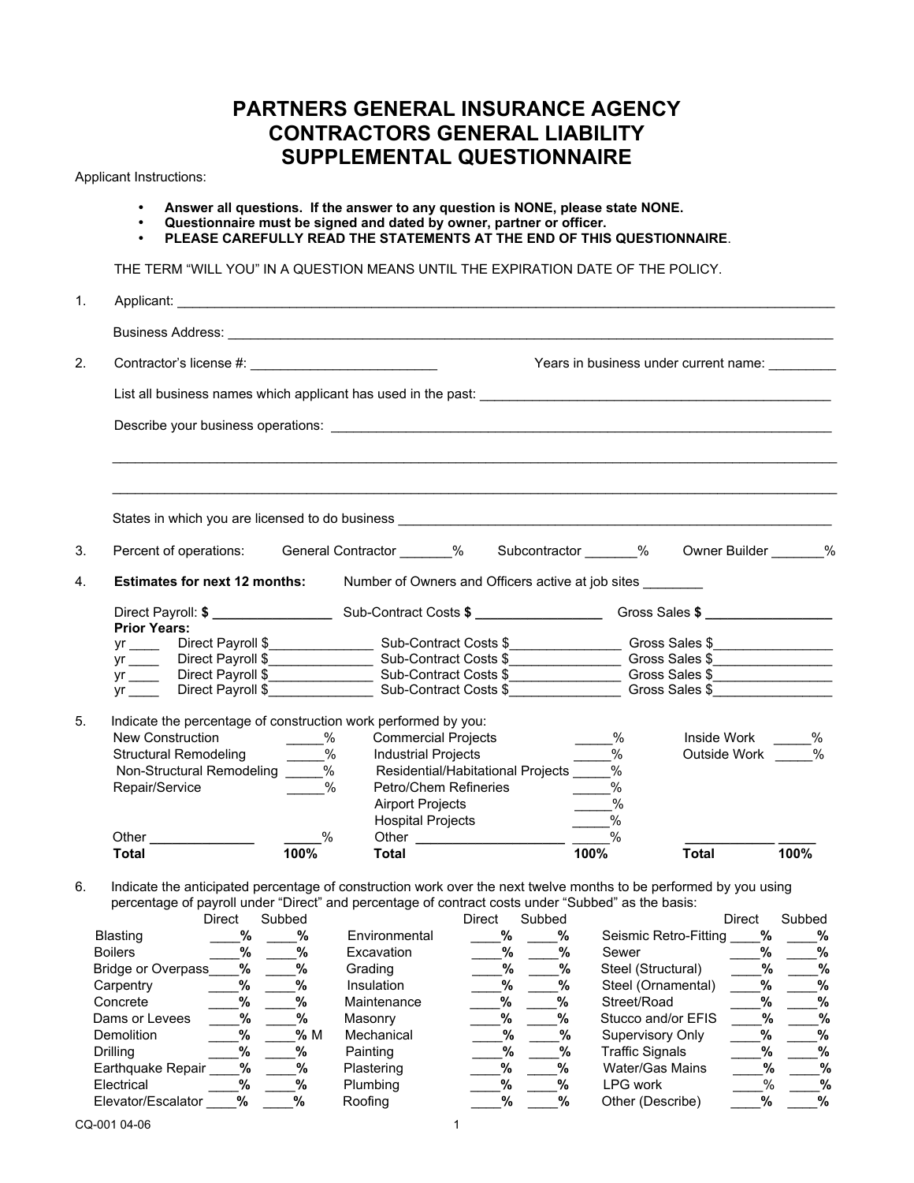# PARTNERS GENERAL INSURANCE AGENCY
# CONTRACTORS GENERAL LIABILITY
# SUPPLEMENTAL QUESTIONNAIRE

Applicant Instructions:

- **Answer all questions. If the answer to any question is NONE, please state NONE.**
- **Questionnaire must be signed and dated by owner, partner or officer.**
- **PLEASE CAREFULLY READ THE STATEMENTS AT THE END OF THIS QUESTIONNAIRE**.

THE TERM "WILL YOU" IN A QUESTION MEANS UNTIL THE EXPIRATION DATE OF THE POLICY.

1. Applicant: ______________________________________________

   Business Address: ______________________________________________

2. Contractor's license #: _________________________ Years in business under current name: _________

   List all business names which applicant has used in the past: ______________________________________________

   Describe your business operations: ______________________________________________

   ______________________________________________

   ______________________________________________

   States in which you are licensed to do business ______________________________________________

3. Percent of operations: General Contractor _______% Subcontractor _______% Owner Builder _______%

4. **Estimates for next 12 months:** Number of Owners and Officers active at job sites ________

   Direct Payroll: **$ ________________** Sub-Contract Costs **$ _________________** Gross Sales **$ _________________**

   **Prior Years:**

   yr ____ Direct Payroll $______________ Sub-Contract Costs $_______________ Gross Sales $________________
   yr ____ Direct Payroll $______________ Sub-Contract Costs $_______________ Gross Sales $________________
   yr ____ Direct Payroll $______________ Sub-Contract Costs $_______________ Gross Sales $________________
   yr ____ Direct Payroll $______________ Sub-Contract Costs $_______________ Gross Sales $________________

5. Indicate the percentage of construction work performed by you:

| | | | | | |
|---|---|---|---|---|---|
| New Construction | _____% | Commercial Projects | _____% | Inside Work | _____% |
| Structural Remodeling | _____% | Industrial Projects | _____% | Outside Work | _____% |
| Non-Structural Remodeling | _____% | Residential/Habitational Projects | _____% | | |
| Repair/Service | _____% | Petro/Chem Refineries | _____% | | |
| | | Airport Projects | _____% | | |
| | | Hospital Projects | _____% | | |
| Other ______________ | _____% | Other ____________________ | _____% | ____________ | _____ |
| **Total** | **100%** | **Total** | **100%** | **Total** | **100%** |

6. Indicate the anticipated percentage of construction work over the next twelve months to be performed by you using percentage of payroll under "Direct" and percentage of contract costs under "Subbed" as the basis:

| | Direct | Subbed | | Direct | Subbed | | Direct | Subbed |
|---|---|---|---|---|---|---|---|---|
| Blasting | ____% | ____% | Environmental | ____% | ____% | Seismic Retro-Fitting | ____% | ____% |
| Boilers | ____% | ____% | Excavation | ____% | ____% | Sewer | ____% | ____% |
| Bridge or Overpass | ____% | ____% | Grading | ____% | ____% | Steel (Structural) | ____% | ____% |
| Carpentry | ____% | ____% | Insulation | ____% | ____% | Steel (Ornamental) | ____% | ____% |
| Concrete | ____% | ____% | Maintenance | ____% | ____% | Street/Road | ____% | ____% |
| Dams or Levees | ____% | ____% | Masonry | ____% | ____% | Stucco and/or EFIS | ____% | ____% |
| Demolition | ____% | ____% M | Mechanical | ____% | ____% | Supervisory Only | ____% | ____% |
| Drilling | ____% | ____% | Painting | ____% | ____% | Traffic Signals | ____% | ____% |
| Earthquake Repair | ____% | ____% | Plastering | ____% | ____% | Water/Gas Mains | ____% | ____% |
| Electrical | ____% | ____% | Plumbing | ____% | ____% | LPG work | ____% | ____% |
| Elevator/Escalator | ____% | ____% | Roofing | ____% | ____% | Other (Describe) | ____% | ____% |

CQ-001 04-06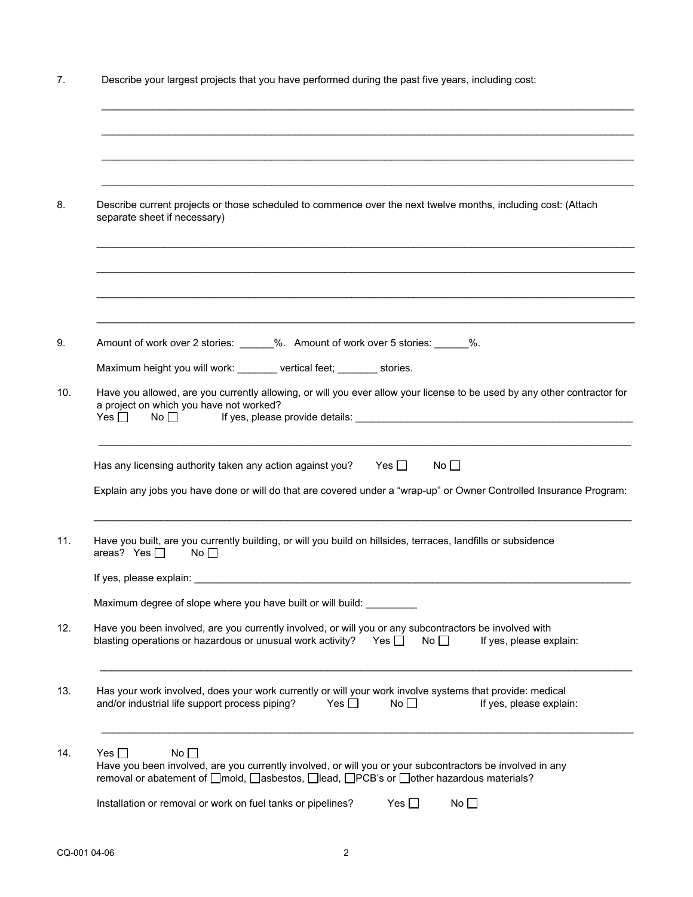7. Describe your largest projects that you have performed during the past five years, including cost:

______________________________________________________________________________________

______________________________________________________________________________________

______________________________________________________________________________________

______________________________________________________________________________________

8. Describe current projects or those scheduled to commence over the next twelve months, including cost: (Attach separate sheet if necessary)

______________________________________________________________________________________

______________________________________________________________________________________

______________________________________________________________________________________

______________________________________________________________________________________

9. Amount of work over 2 stories: ______%. Amount of work over 5 stories: ______%.

   Maximum height you will work: _______ vertical feet; _______ stories.

10. Have you allowed, are you currently allowing, or will you ever allow your license to be used by any other contractor for a project on which you have not worked?
    Yes ☐ No ☐ If yes, please provide details: ______________________________________________

    ______________________________________________________________________________________

    Has any licensing authority taken any action against you? Yes ☐ No ☐

    Explain any jobs you have done or will do that are covered under a "wrap-up" or Owner Controlled Insurance Program:

    ______________________________________________________________________________________

11. Have you built, are you currently building, or will you build on hillsides, terraces, landfills or subsidence areas? Yes ☐ No ☐

    If yes, please explain: ______________________________________________________________

    Maximum degree of slope where you have built or will build: _________

12. Have you been involved, are you currently involved, or will you or any subcontractors be involved with blasting operations or hazardous or unusual work activity? Yes ☐ No ☐ If yes, please explain:

    ______________________________________________________________________________________

13. Has your work involved, does your work currently or will your work involve systems that provide: medical and/or industrial life support process piping? Yes ☐ No ☐ If yes, please explain:

    ______________________________________________________________________________________

14. Yes ☐ No ☐
    Have you been involved, are you currently involved, or will you or your subcontractors be involved in any removal or abatement of ☐mold, ☐asbestos, ☐lead, ☐PCB's or ☐other hazardous materials?

    Installation or removal or work on fuel tanks or pipelines? Yes ☐ No ☐

CQ-001 04-06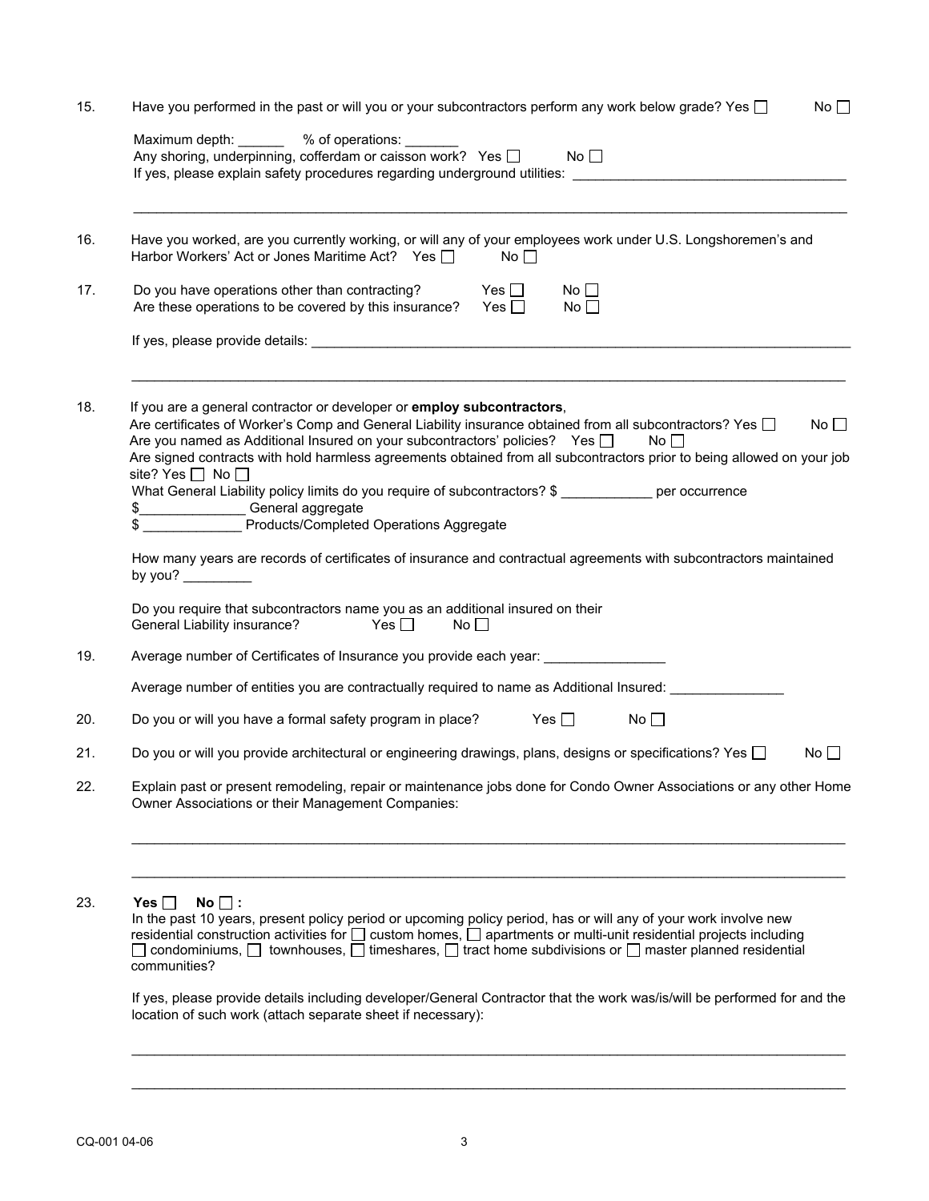15. Have you performed in the past or will you or your subcontractors perform any work below grade? Yes ☐ No ☐

    Maximum depth: ______ % of operations: _______
    Any shoring, underpinning, cofferdam or caisson work? Yes ☐ No ☐
    If yes, please explain safety procedures regarding underground utilities: ____________________________________

    ____________________________________________________________________________________________________

16. Have you worked, are you currently working, or will any of your employees work under U.S. Longshoremen's and Harbor Workers' Act or Jones Maritime Act? Yes ☐ No ☐

17. Do you have operations other than contracting? Yes ☐ No ☐
    Are these operations to be covered by this insurance? Yes ☐ No ☐

    If yes, please provide details: ____________________________________________________________________________

    ____________________________________________________________________________________________________

18. If you are a general contractor or developer or **employ subcontractors**,
    Are certificates of Worker's Comp and General Liability insurance obtained from all subcontractors? Yes ☐ No ☐
    Are you named as Additional Insured on your subcontractors' policies? Yes ☐ No ☐
    Are signed contracts with hold harmless agreements obtained from all subcontractors prior to being allowed on your job site? Yes ☐ No ☐
    What General Liability policy limits do you require of subcontractors? $ ____________ per occurrence
    $______________ General aggregate
    $ _____________ Products/Completed Operations Aggregate

    How many years are records of certificates of insurance and contractual agreements with subcontractors maintained by you? _________

    Do you require that subcontractors name you as an additional insured on their General Liability insurance? Yes ☐ No ☐

19. Average number of Certificates of Insurance you provide each year: ________________

    Average number of entities you are contractually required to name as Additional Insured: _______________

20. Do you or will you have a formal safety program in place? Yes ☐ No ☐

21. Do you or will you provide architectural or engineering drawings, plans, designs or specifications? Yes ☐ No ☐

22. Explain past or present remodeling, repair or maintenance jobs done for Condo Owner Associations or any other Home Owner Associations or their Management Companies:

    ____________________________________________________________________________________________________

    ____________________________________________________________________________________________________

23. **Yes ☐ No ☐ :**
    In the past 10 years, present policy period or upcoming policy period, has or will any of your work involve new residential construction activities for ☐ custom homes, ☐ apartments or multi-unit residential projects including ☐ condominiums, ☐ townhouses, ☐ timeshares, ☐ tract home subdivisions or ☐ master planned residential communities?

    If yes, please provide details including developer/General Contractor that the work was/is/will be performed for and the location of such work (attach separate sheet if necessary):

    ____________________________________________________________________________________________________

    ____________________________________________________________________________________________________

CQ-001 04-06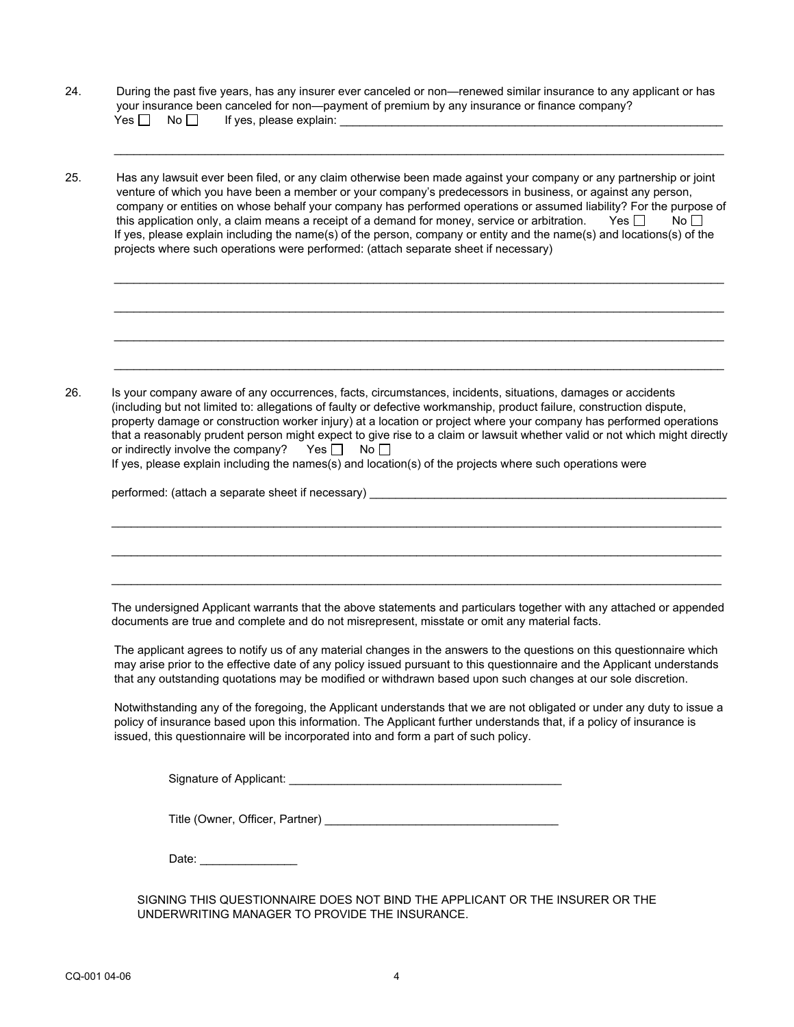24. During the past five years, has any insurer ever canceled or non—renewed similar insurance to any applicant or has your insurance been canceled for non—payment of premium by any insurance or finance company?
Yes ☐ No ☐ If yes, please explain: ______________________________________________________________

______________________________________________________________________________________________

25. Has any lawsuit ever been filed, or any claim otherwise been made against your company or any partnership or joint venture of which you have been a member or your company's predecessors in business, or against any person, company or entities on whose behalf your company has performed operations or assumed liability? For the purpose of this application only, a claim means a receipt of a demand for money, service or arbitration. Yes ☐ No ☐
If yes, please explain including the name(s) of the person, company or entity and the name(s) and locations(s) of the projects where such operations were performed: (attach separate sheet if necessary)

______________________________________________________________________________________________

______________________________________________________________________________________________

______________________________________________________________________________________________

______________________________________________________________________________________________

26. Is your company aware of any occurrences, facts, circumstances, incidents, situations, damages or accidents (including but not limited to: allegations of faulty or defective workmanship, product failure, construction dispute, property damage or construction worker injury) at a location or project where your company has performed operations that a reasonably prudent person might expect to give rise to a claim or lawsuit whether valid or not which might directly or indirectly involve the company? Yes ☐ No ☐
If yes, please explain including the names(s) and location(s) of the projects where such operations were performed: (attach a separate sheet if necessary) ____________________________________________________________

______________________________________________________________________________________________

______________________________________________________________________________________________

______________________________________________________________________________________________

The undersigned Applicant warrants that the above statements and particulars together with any attached or appended documents are true and complete and do not misrepresent, misstate or omit any material facts.

The applicant agrees to notify us of any material changes in the answers to the questions on this questionnaire which may arise prior to the effective date of any policy issued pursuant to this questionnaire and the Applicant understands that any outstanding quotations may be modified or withdrawn based upon such changes at our sole discretion.

Notwithstanding any of the foregoing, the Applicant understands that we are not obligated or under any duty to issue a policy of insurance based upon this information. The Applicant further understands that, if a policy of insurance is issued, this questionnaire will be incorporated into and form a part of such policy.

Signature of Applicant: ___________________________________________

Title (Owner, Officer, Partner) ____________________________________

Date: _______________

SIGNING THIS QUESTIONNAIRE DOES NOT BIND THE APPLICANT OR THE INSURER OR THE UNDERWRITING MANAGER TO PROVIDE THE INSURANCE.

CQ-001 04-06